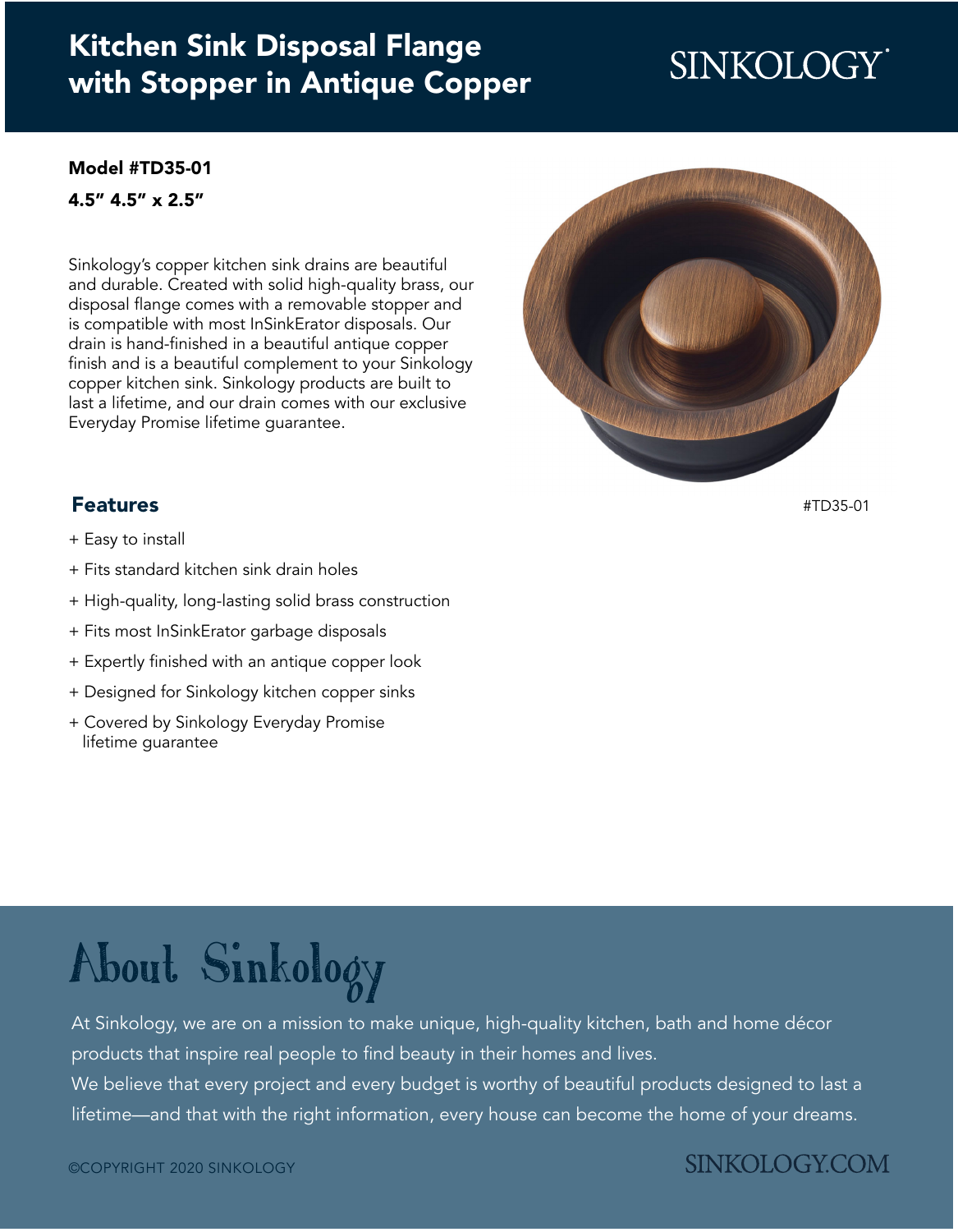# Kitchen Sink Disposal Flange with Stopper in Antique Copper

SINKOLOGY®

**Model #TD35-01**

**4.5" 4.5" x 2.5"**

Sinkology's copper kitchen sink drains are beautiful and durable. Created with solid high-quality brass, our disposal flange comes with a removable stopper and is compatible with most InSinkErator disposals. Our drain is hand-finished in a beautiful antique copper finish and is a beautiful complement to your Sinkology copper kitchen sink. Sinkology products are built to last a lifetime, and our drain comes with our exclusive Everyday Promise lifetime guarantee.

#TD35-01

## Features

+ Easy to install
+ Fits standard kitchen sink drain holes
+ High-quality, long-lasting solid brass construction
+ Fits most InSinkErator garbage disposals
+ Expertly finished with an antique copper look
+ Designed for Sinkology kitchen copper sinks
+ Covered by Sinkology Everyday Promise lifetime guarantee

## About Sinkology

At Sinkology, we are on a mission to make unique, high-quality kitchen, bath and home décor products that inspire real people to find beauty in their homes and lives.

We believe that every project and every budget is worthy of beautiful products designed to last a lifetime—and that with the right information, every house can become the home of your dreams.

©COPYRIGHT 2020 SINKOLOGY

SINKOLOGY.COM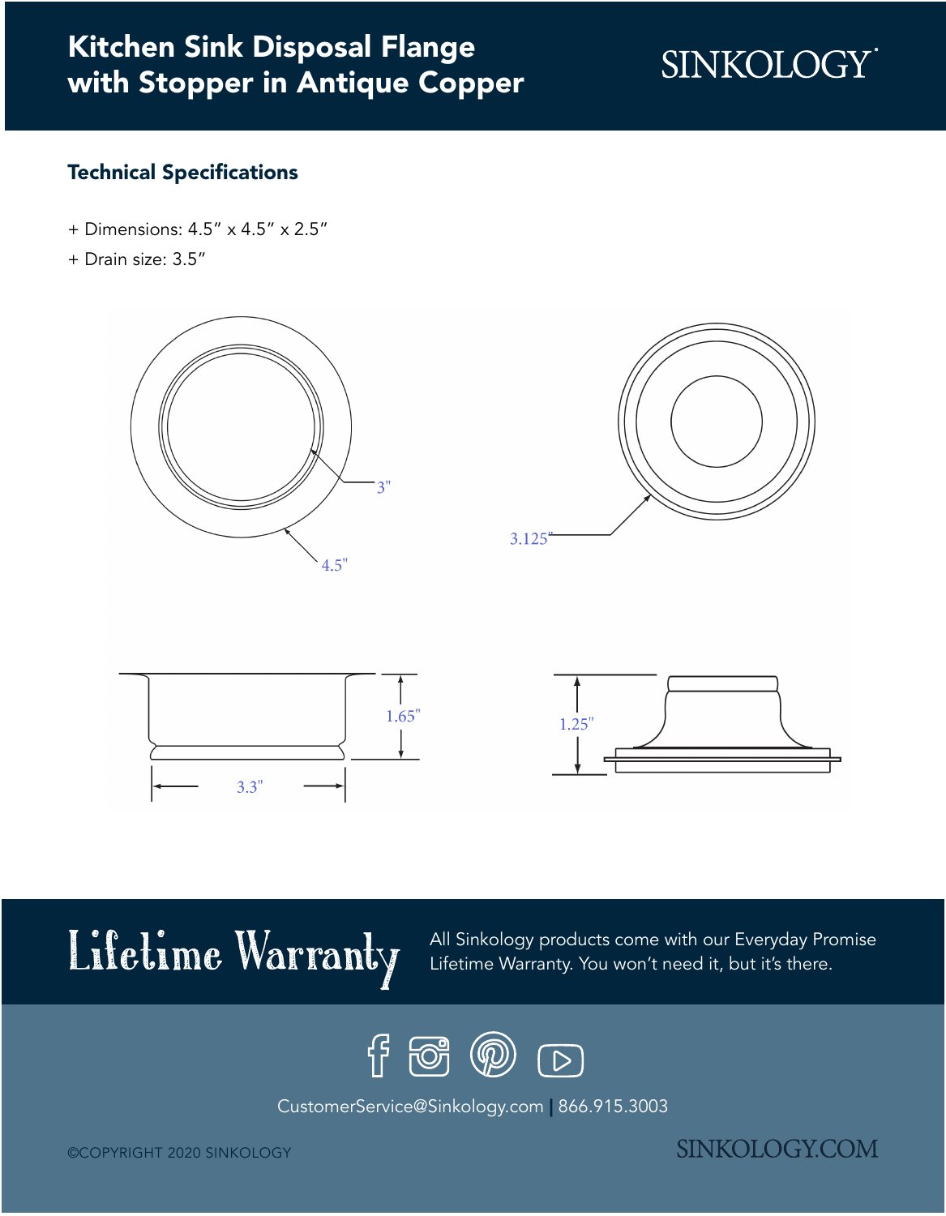# Kitchen Sink Disposal Flange with Stopper in Antique Copper

SINKOLOGY

## Technical Specifications

+ Dimensions: 4.5″ x 4.5″ x 2.5″
+ Drain size: 3.5″

3"

4.5"

3.125"

1.65"

3.3"

1.25"

## Lifetime Warranty

All Sinkology products come with our Everyday Promise Lifetime Warranty. You won't need it, but it's there.

CustomerService@Sinkology.com | 866.915.3003

©COPYRIGHT 2020 SINKOLOGY

SINKOLOGY.COM